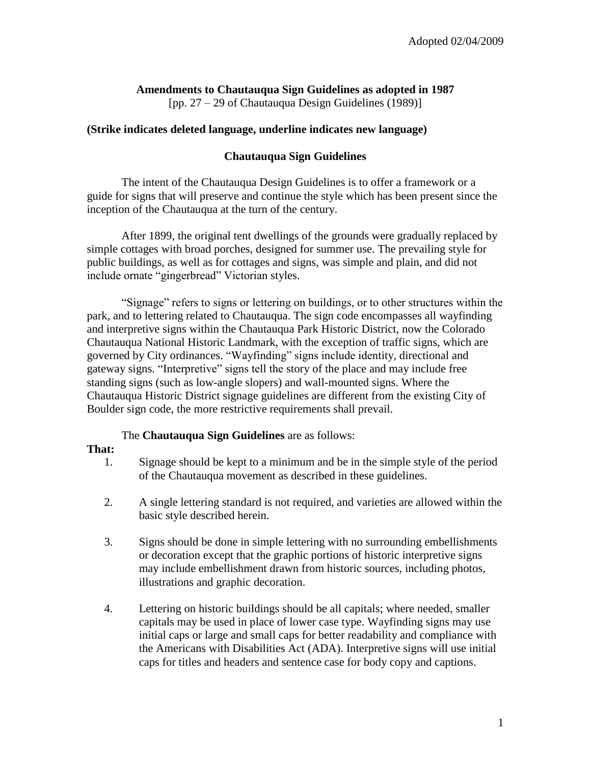Adopted 02/04/2009

**Amendments to Chautauqua Sign Guidelines as adopted in 1987**
[pp. 27 – 29 of Chautauqua Design Guidelines (1989)]

**(Strike indicates deleted language, underline indicates new language)**

## Chautauqua Sign Guidelines

The intent of the Chautauqua Design Guidelines is to offer a framework or a guide for signs that will preserve and continue the style which has been present since the inception of the Chautauqua at the turn of the century.

After 1899, the original tent dwellings of the grounds were gradually replaced by simple cottages with broad porches, designed for summer use. The prevailing style for public buildings, as well as for cottages and signs, was simple and plain, and did not include ornate "gingerbread" Victorian styles.

"Signage" refers to signs or lettering on buildings, or to other structures within the park, and to lettering related to Chautauqua. The sign code encompasses all wayfinding and interpretive signs within the Chautauqua Park Historic District, now the Colorado Chautauqua National Historic Landmark, with the exception of traffic signs, which are governed by City ordinances. "Wayfinding" signs include identity, directional and gateway signs. "Interpretive" signs tell the story of the place and may include free standing signs (such as low-angle slopers) and wall-mounted signs. Where the Chautauqua Historic District signage guidelines are different from the existing City of Boulder sign code, the more restrictive requirements shall prevail.

The **Chautauqua Sign Guidelines** are as follows:

**That:**

1. Signage should be kept to a minimum and be in the simple style of the period of the Chautauqua movement as described in these guidelines.

2. A single lettering standard is not required, and varieties are allowed within the basic style described herein.

3. Signs should be done in simple lettering with no surrounding embellishments or decoration except that the graphic portions of historic interpretive signs may include embellishment drawn from historic sources, including photos, illustrations and graphic decoration.

4. Lettering on historic buildings should be all capitals; where needed, smaller capitals may be used in place of lower case type. Wayfinding signs may use initial caps or large and small caps for better readability and compliance with the Americans with Disabilities Act (ADA). Interpretive signs will use initial caps for titles and headers and sentence case for body copy and captions.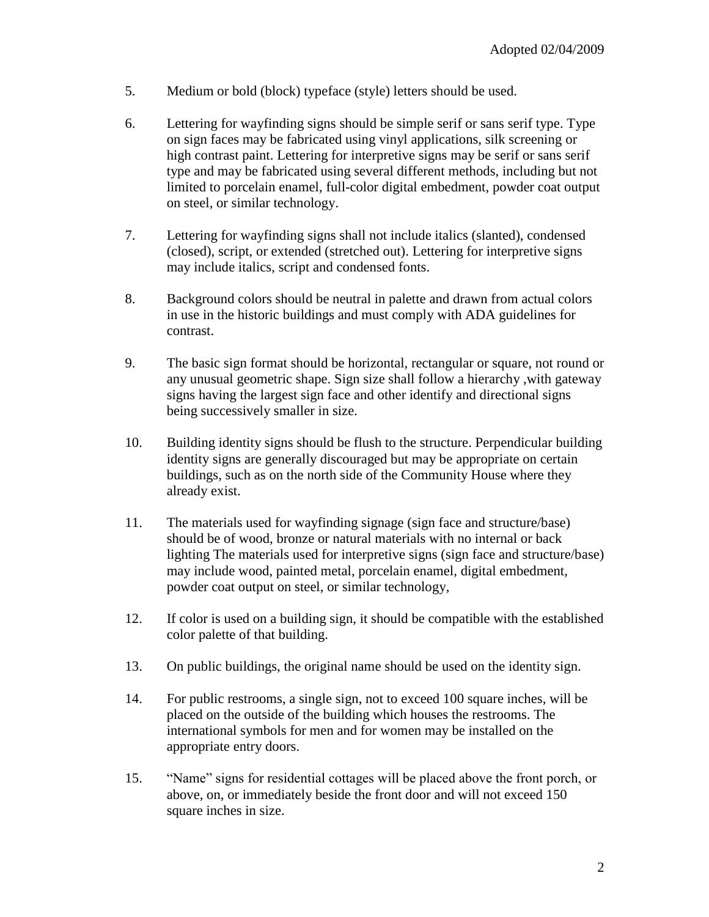5. Medium or bold (block) typeface (style) letters should be used.

6. Lettering for wayfinding signs should be simple serif or sans serif type. Type on sign faces may be fabricated using vinyl applications, silk screening or high contrast paint. Lettering for interpretive signs may be serif or sans serif type and may be fabricated using several different methods, including but not limited to porcelain enamel, full-color digital embedment, powder coat output on steel, or similar technology.

7. Lettering for wayfinding signs shall not include italics (slanted), condensed (closed), script, or extended (stretched out). Lettering for interpretive signs may include italics, script and condensed fonts.

8. Background colors should be neutral in palette and drawn from actual colors in use in the historic buildings and must comply with ADA guidelines for contrast.

9. The basic sign format should be horizontal, rectangular or square, not round or any unusual geometric shape. Sign size shall follow a hierarchy ,with gateway signs having the largest sign face and other identify and directional signs being successively smaller in size.

10. Building identity signs should be flush to the structure. Perpendicular building identity signs are generally discouraged but may be appropriate on certain buildings, such as on the north side of the Community House where they already exist.

11. The materials used for wayfinding signage (sign face and structure/base) should be of wood, bronze or natural materials with no internal or back lighting The materials used for interpretive signs (sign face and structure/base) may include wood, painted metal, porcelain enamel, digital embedment, powder coat output on steel, or similar technology,

12. If color is used on a building sign, it should be compatible with the established color palette of that building.

13. On public buildings, the original name should be used on the identity sign.

14. For public restrooms, a single sign, not to exceed 100 square inches, will be placed on the outside of the building which houses the restrooms. The international symbols for men and for women may be installed on the appropriate entry doors.

15. "Name" signs for residential cottages will be placed above the front porch, or above, on, or immediately beside the front door and will not exceed 150 square inches in size.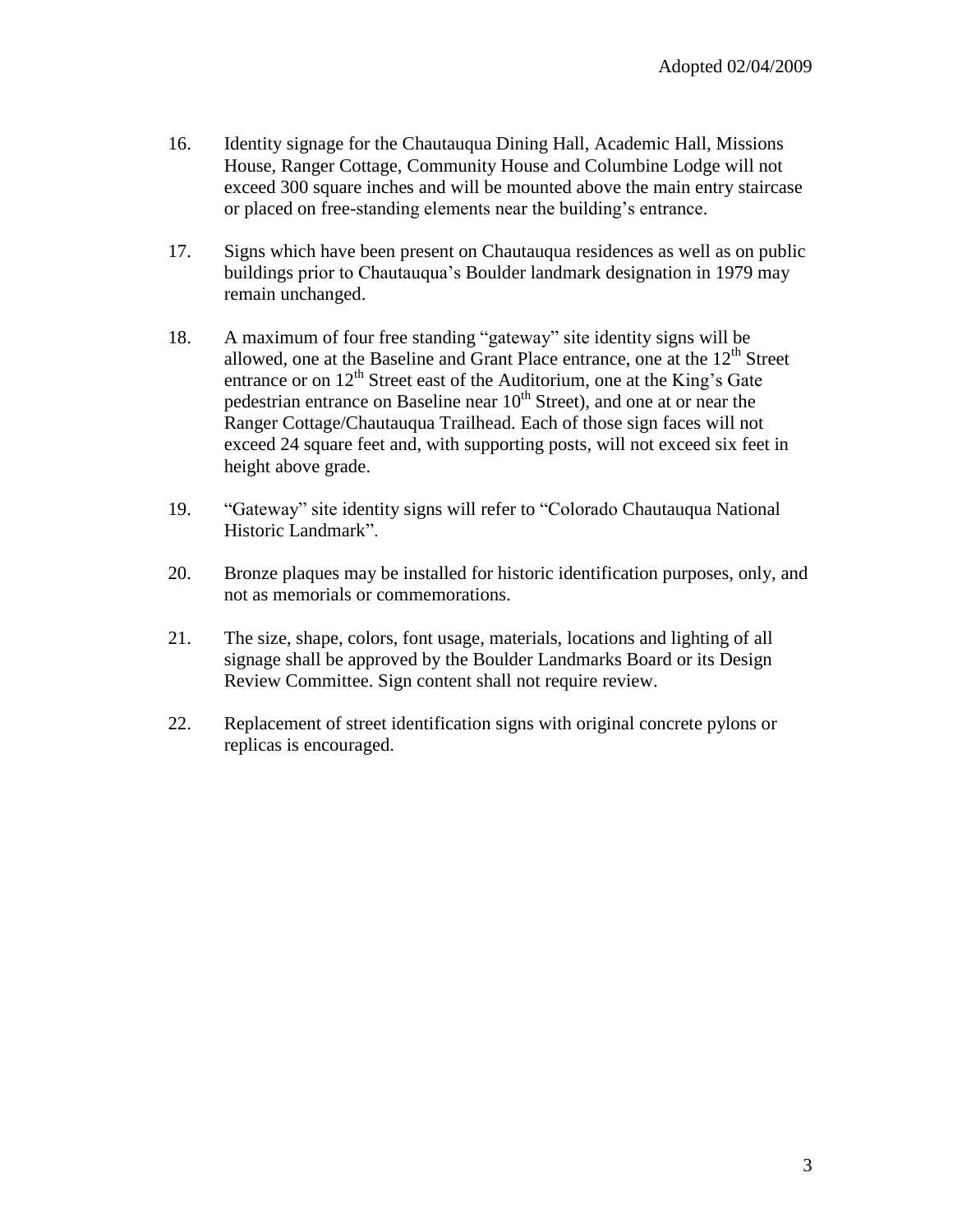Adopted 02/04/2009

16. Identity signage for the Chautauqua Dining Hall, Academic Hall, Missions House, Ranger Cottage, Community House and Columbine Lodge will not exceed 300 square inches and will be mounted above the main entry staircase or placed on free-standing elements near the building's entrance.

17. Signs which have been present on Chautauqua residences as well as on public buildings prior to Chautauqua's Boulder landmark designation in 1979 may remain unchanged.

18. A maximum of four free standing "gateway" site identity signs will be allowed, one at the Baseline and Grant Place entrance, one at the 12th Street entrance or on 12th Street east of the Auditorium, one at the King's Gate pedestrian entrance on Baseline near 10th Street), and one at or near the Ranger Cottage/Chautauqua Trailhead. Each of those sign faces will not exceed 24 square feet and, with supporting posts, will not exceed six feet in height above grade.

19. "Gateway" site identity signs will refer to "Colorado Chautauqua National Historic Landmark".

20. Bronze plaques may be installed for historic identification purposes, only, and not as memorials or commemorations.

21. The size, shape, colors, font usage, materials, locations and lighting of all signage shall be approved by the Boulder Landmarks Board or its Design Review Committee. Sign content shall not require review.

22. Replacement of street identification signs with original concrete pylons or replicas is encouraged.